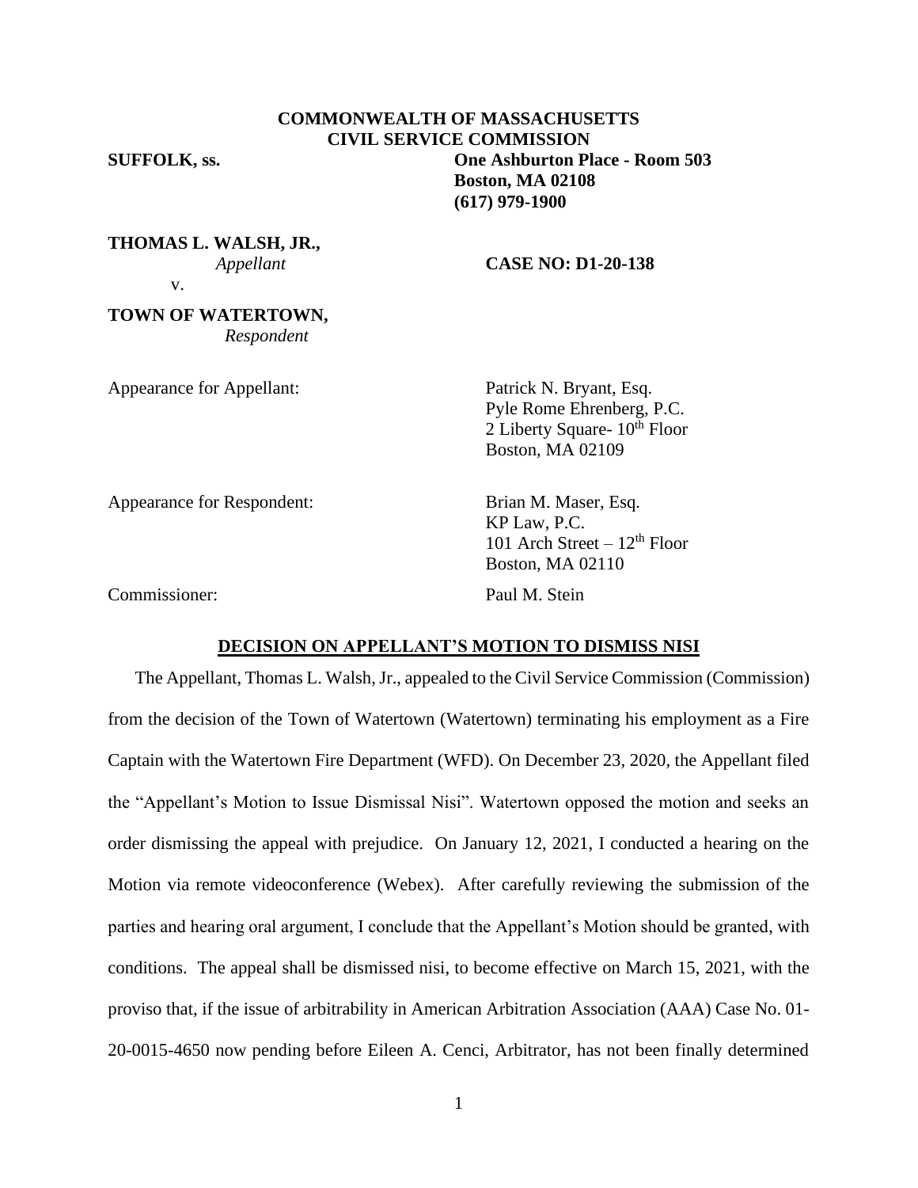**COMMONWEALTH OF MASSACHUSETTS**
**CIVIL SERVICE COMMISSION**

**SUFFOLK, ss.**

**One Ashburton Place - Room 503**
**Boston, MA 02108**
**(617) 979-1900**

**THOMAS L. WALSH, JR.,**
*Appellant*

v.

**TOWN OF WATERTOWN,**
*Respondent*

**CASE NO: D1-20-138**

Appearance for Appellant: Patrick N. Bryant, Esq.
Pyle Rome Ehrenberg, P.C.
2 Liberty Square- 10th Floor
Boston, MA 02109

Appearance for Respondent: Brian M. Maser, Esq.
KP Law, P.C.
101 Arch Street – 12th Floor
Boston, MA 02110

Commissioner: Paul M. Stein

**DECISION ON APPELLANT'S MOTION TO DISMISS NISI**

The Appellant, Thomas L. Walsh, Jr., appealed to the Civil Service Commission (Commission) from the decision of the Town of Watertown (Watertown) terminating his employment as a Fire Captain with the Watertown Fire Department (WFD). On December 23, 2020, the Appellant filed the "Appellant's Motion to Issue Dismissal Nisi". Watertown opposed the motion and seeks an order dismissing the appeal with prejudice. On January 12, 2021, I conducted a hearing on the Motion via remote videoconference (Webex). After carefully reviewing the submission of the parties and hearing oral argument, I conclude that the Appellant's Motion should be granted, with conditions. The appeal shall be dismissed nisi, to become effective on March 15, 2021, with the proviso that, if the issue of arbitrability in American Arbitration Association (AAA) Case No. 01-20-0015-4650 now pending before Eileen A. Cenci, Arbitrator, has not been finally determined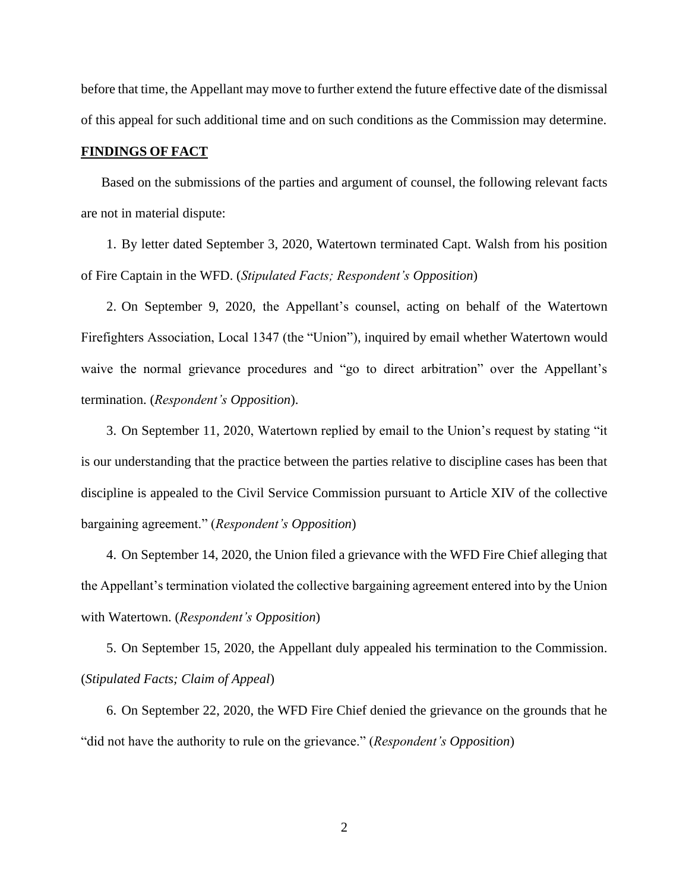before that time, the Appellant may move to further extend the future effective date of the dismissal of this appeal for such additional time and on such conditions as the Commission may determine.

**FINDINGS OF FACT**

Based on the submissions of the parties and argument of counsel, the following relevant facts are not in material dispute:

1. By letter dated September 3, 2020, Watertown terminated Capt. Walsh from his position of Fire Captain in the WFD. (*Stipulated Facts; Respondent's Opposition*)

2. On September 9, 2020, the Appellant's counsel, acting on behalf of the Watertown Firefighters Association, Local 1347 (the "Union"), inquired by email whether Watertown would waive the normal grievance procedures and "go to direct arbitration" over the Appellant's termination. (*Respondent's Opposition*).

3. On September 11, 2020, Watertown replied by email to the Union's request by stating "it is our understanding that the practice between the parties relative to discipline cases has been that discipline is appealed to the Civil Service Commission pursuant to Article XIV of the collective bargaining agreement." (*Respondent's Opposition*)

4. On September 14, 2020, the Union filed a grievance with the WFD Fire Chief alleging that the Appellant's termination violated the collective bargaining agreement entered into by the Union with Watertown. (*Respondent's Opposition*)

5. On September 15, 2020, the Appellant duly appealed his termination to the Commission. (*Stipulated Facts; Claim of Appeal*)

6. On September 22, 2020, the WFD Fire Chief denied the grievance on the grounds that he "did not have the authority to rule on the grievance." (*Respondent's Opposition*)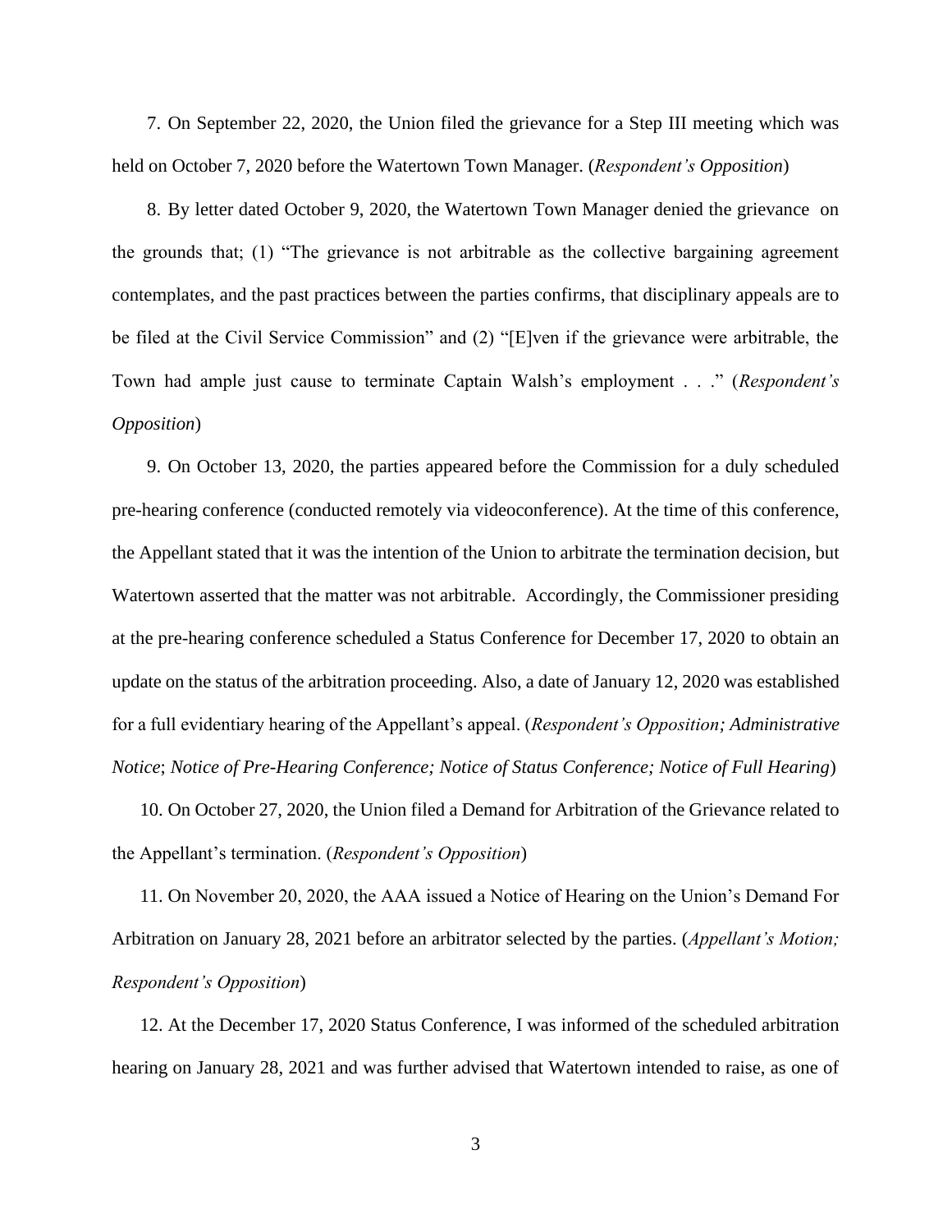7. On September 22, 2020, the Union filed the grievance for a Step III meeting which was held on October 7, 2020 before the Watertown Town Manager. (*Respondent's Opposition*)

8. By letter dated October 9, 2020, the Watertown Town Manager denied the grievance on the grounds that; (1) "The grievance is not arbitrable as the collective bargaining agreement contemplates, and the past practices between the parties confirms, that disciplinary appeals are to be filed at the Civil Service Commission" and (2) "[E]ven if the grievance were arbitrable, the Town had ample just cause to terminate Captain Walsh's employment . . ." (*Respondent's Opposition*)

9. On October 13, 2020, the parties appeared before the Commission for a duly scheduled pre-hearing conference (conducted remotely via videoconference). At the time of this conference, the Appellant stated that it was the intention of the Union to arbitrate the termination decision, but Watertown asserted that the matter was not arbitrable. Accordingly, the Commissioner presiding at the pre-hearing conference scheduled a Status Conference for December 17, 2020 to obtain an update on the status of the arbitration proceeding. Also, a date of January 12, 2020 was established for a full evidentiary hearing of the Appellant's appeal. (*Respondent's Opposition; Administrative Notice*; *Notice of Pre-Hearing Conference; Notice of Status Conference; Notice of Full Hearing*)

10. On October 27, 2020, the Union filed a Demand for Arbitration of the Grievance related to the Appellant's termination. (*Respondent's Opposition*)

11. On November 20, 2020, the AAA issued a Notice of Hearing on the Union's Demand For Arbitration on January 28, 2021 before an arbitrator selected by the parties. (*Appellant's Motion; Respondent's Opposition*)

12. At the December 17, 2020 Status Conference, I was informed of the scheduled arbitration hearing on January 28, 2021 and was further advised that Watertown intended to raise, as one of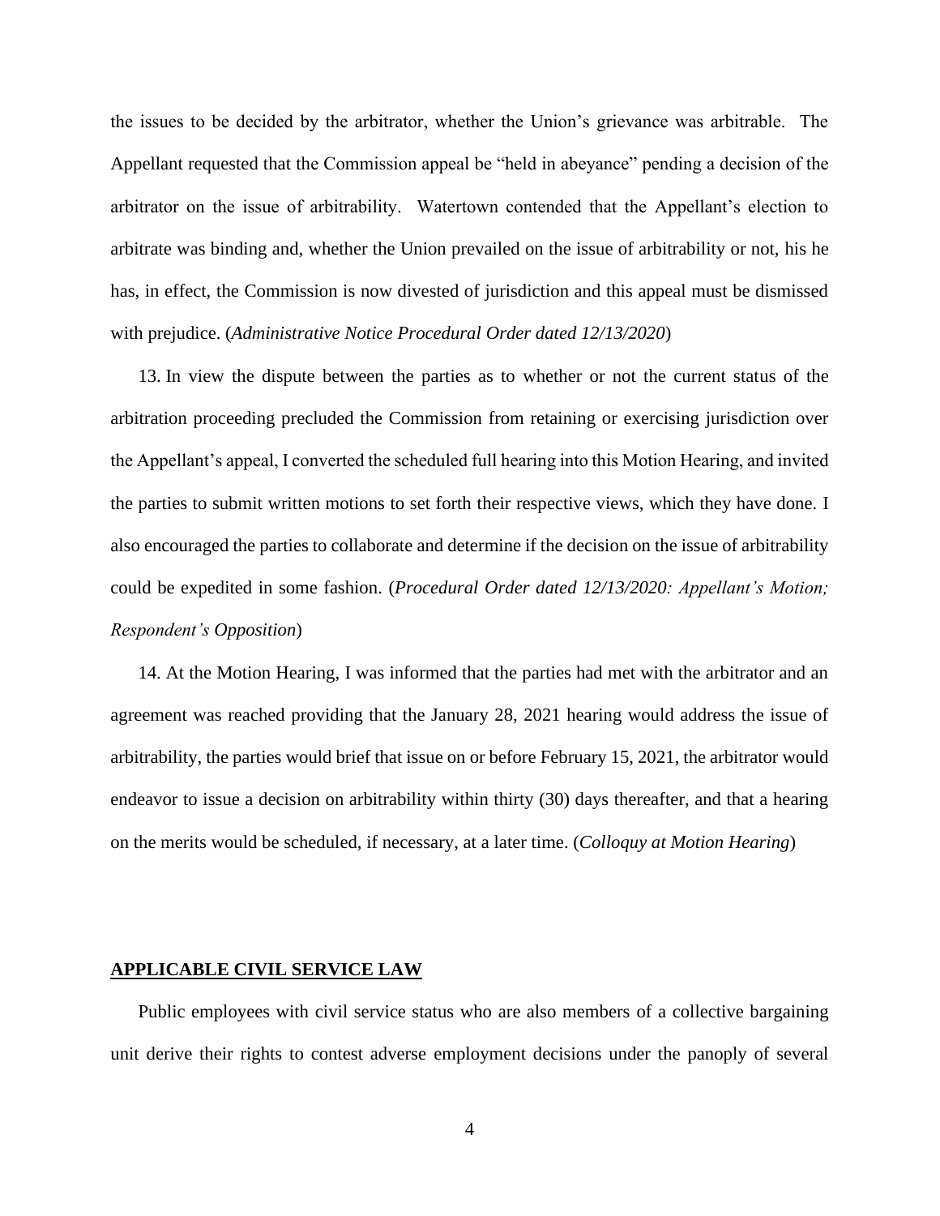the issues to be decided by the arbitrator, whether the Union's grievance was arbitrable. The Appellant requested that the Commission appeal be "held in abeyance" pending a decision of the arbitrator on the issue of arbitrability. Watertown contended that the Appellant's election to arbitrate was binding and, whether the Union prevailed on the issue of arbitrability or not, his he has, in effect, the Commission is now divested of jurisdiction and this appeal must be dismissed with prejudice. (*Administrative Notice Procedural Order dated 12/13/2020*)

13. In view the dispute between the parties as to whether or not the current status of the arbitration proceeding precluded the Commission from retaining or exercising jurisdiction over the Appellant's appeal, I converted the scheduled full hearing into this Motion Hearing, and invited the parties to submit written motions to set forth their respective views, which they have done. I also encouraged the parties to collaborate and determine if the decision on the issue of arbitrability could be expedited in some fashion. (*Procedural Order dated 12/13/2020: Appellant's Motion; Respondent's Opposition*)

14. At the Motion Hearing, I was informed that the parties had met with the arbitrator and an agreement was reached providing that the January 28, 2021 hearing would address the issue of arbitrability, the parties would brief that issue on or before February 15, 2021, the arbitrator would endeavor to issue a decision on arbitrability within thirty (30) days thereafter, and that a hearing on the merits would be scheduled, if necessary, at a later time. (*Colloquy at Motion Hearing*)

## APPLICABLE CIVIL SERVICE LAW

Public employees with civil service status who are also members of a collective bargaining unit derive their rights to contest adverse employment decisions under the panoply of several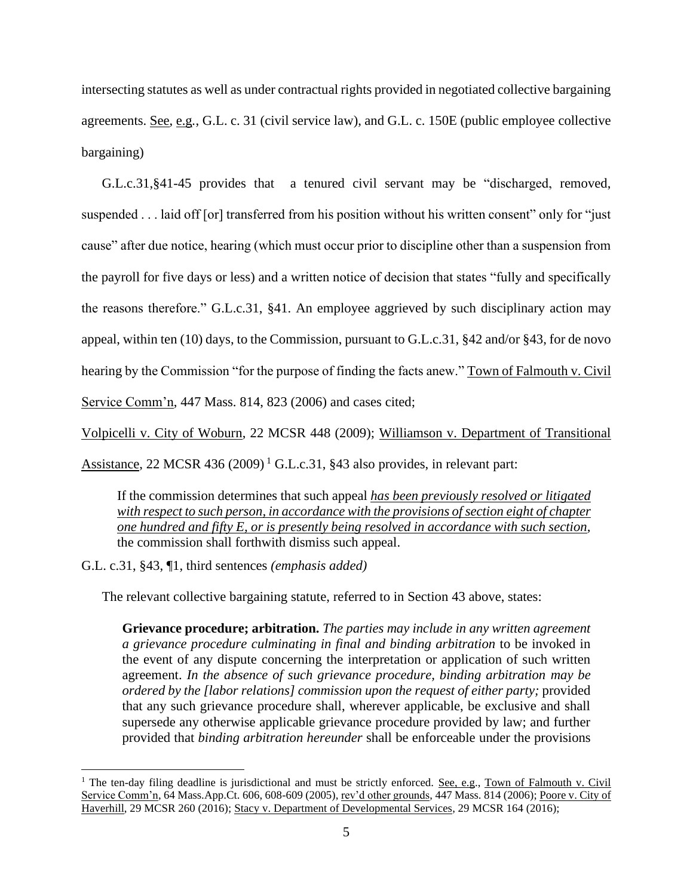intersecting statutes as well as under contractual rights provided in negotiated collective bargaining agreements. See, e.g., G.L. c. 31 (civil service law), and G.L. c. 150E (public employee collective bargaining)

G.L.c.31,§41-45 provides that a tenured civil servant may be "discharged, removed, suspended . . . laid off [or] transferred from his position without his written consent" only for "just cause" after due notice, hearing (which must occur prior to discipline other than a suspension from the payroll for five days or less) and a written notice of decision that states "fully and specifically the reasons therefore." G.L.c.31, §41. An employee aggrieved by such disciplinary action may appeal, within ten (10) days, to the Commission, pursuant to G.L.c.31, §42 and/or §43, for de novo hearing by the Commission "for the purpose of finding the facts anew." Town of Falmouth v. Civil Service Comm'n, 447 Mass. 814, 823 (2006) and cases cited;

Volpicelli v. City of Woburn, 22 MCSR 448 (2009); Williamson v. Department of Transitional Assistance, 22 MCSR 436 (2009) [1] G.L.c.31, §43 also provides, in relevant part:

> If the commission determines that such appeal *has been previously resolved or litigated with respect to such person, in accordance with the provisions of section eight of chapter one hundred and fifty E, or is presently being resolved in accordance with such section*, the commission shall forthwith dismiss such appeal.

G.L. c.31, §43, ¶1, third sentences *(emphasis added)*

The relevant collective bargaining statute, referred to in Section 43 above, states:

> **Grievance procedure; arbitration.** *The parties may include in any written agreement a grievance procedure culminating in final and binding arbitration* to be invoked in the event of any dispute concerning the interpretation or application of such written agreement. *In the absence of such grievance procedure, binding arbitration may be ordered by the [labor relations] commission upon the request of either party;* provided that any such grievance procedure shall, wherever applicable, be exclusive and shall supersede any otherwise applicable grievance procedure provided by law; and further provided that *binding arbitration hereunder* shall be enforceable under the provisions

[1] The ten-day filing deadline is jurisdictional and must be strictly enforced. See, e.g., Town of Falmouth v. Civil Service Comm'n, 64 Mass.App.Ct. 606, 608-609 (2005), rev'd other grounds, 447 Mass. 814 (2006); Poore v. City of Haverhill, 29 MCSR 260 (2016); Stacy v. Department of Developmental Services, 29 MCSR 164 (2016);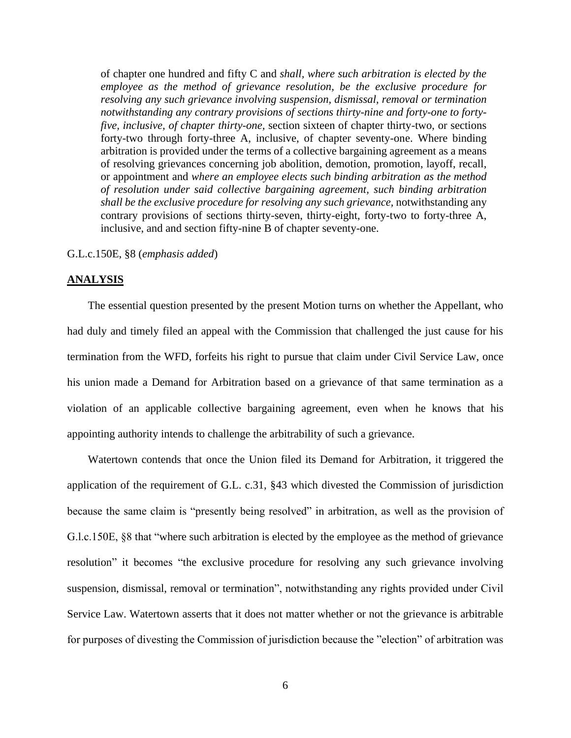> of chapter one hundred and fifty C and *shall, where such arbitration is elected by the employee as the method of grievance resolution, be the exclusive procedure for resolving any such grievance involving suspension, dismissal, removal or termination notwithstanding any contrary provisions of sections thirty-nine and forty-one to forty-five, inclusive, of chapter thirty-one,* section sixteen of chapter thirty-two, or sections forty-two through forty-three A, inclusive, of chapter seventy-one. Where binding arbitration is provided under the terms of a collective bargaining agreement as a means of resolving grievances concerning job abolition, demotion, promotion, layoff, recall, or appointment and *where an employee elects such binding arbitration as the method of resolution under said collective bargaining agreement, such binding arbitration shall be the exclusive procedure for resolving any such grievance,* notwithstanding any contrary provisions of sections thirty-seven, thirty-eight, forty-two to forty-three A, inclusive, and and section fifty-nine B of chapter seventy-one.

G.L.c.150E, §8 (*emphasis added*)

## **ANALYSIS**

The essential question presented by the present Motion turns on whether the Appellant, who had duly and timely filed an appeal with the Commission that challenged the just cause for his termination from the WFD, forfeits his right to pursue that claim under Civil Service Law, once his union made a Demand for Arbitration based on a grievance of that same termination as a violation of an applicable collective bargaining agreement, even when he knows that his appointing authority intends to challenge the arbitrability of such a grievance.

Watertown contends that once the Union filed its Demand for Arbitration, it triggered the application of the requirement of G.L. c.31, §43 which divested the Commission of jurisdiction because the same claim is "presently being resolved" in arbitration, as well as the provision of G.l.c.150E, §8 that "where such arbitration is elected by the employee as the method of grievance resolution" it becomes "the exclusive procedure for resolving any such grievance involving suspension, dismissal, removal or termination", notwithstanding any rights provided under Civil Service Law. Watertown asserts that it does not matter whether or not the grievance is arbitrable for purposes of divesting the Commission of jurisdiction because the "election" of arbitration was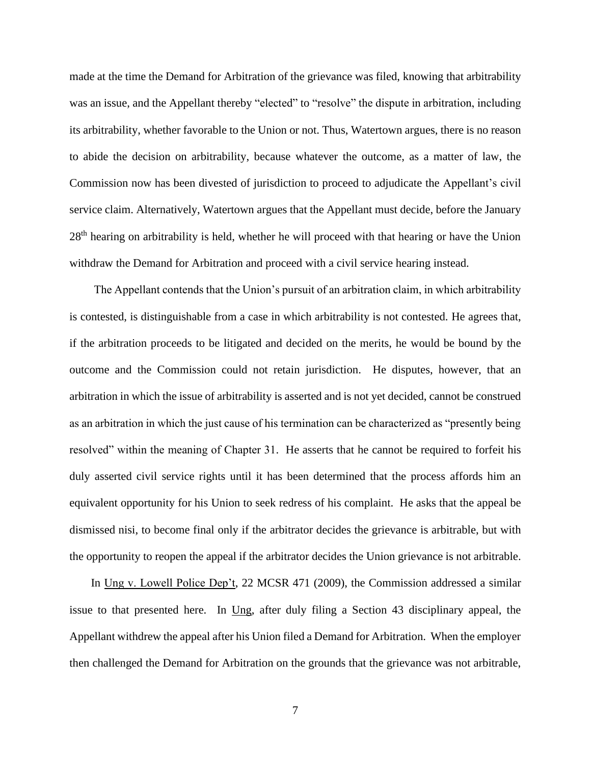made at the time the Demand for Arbitration of the grievance was filed, knowing that arbitrability was an issue, and the Appellant thereby "elected" to "resolve" the dispute in arbitration, including its arbitrability, whether favorable to the Union or not. Thus, Watertown argues, there is no reason to abide the decision on arbitrability, because whatever the outcome, as a matter of law, the Commission now has been divested of jurisdiction to proceed to adjudicate the Appellant's civil service claim. Alternatively, Watertown argues that the Appellant must decide, before the January 28th hearing on arbitrability is held, whether he will proceed with that hearing or have the Union withdraw the Demand for Arbitration and proceed with a civil service hearing instead.

The Appellant contends that the Union's pursuit of an arbitration claim, in which arbitrability is contested, is distinguishable from a case in which arbitrability is not contested. He agrees that, if the arbitration proceeds to be litigated and decided on the merits, he would be bound by the outcome and the Commission could not retain jurisdiction. He disputes, however, that an arbitration in which the issue of arbitrability is asserted and is not yet decided, cannot be construed as an arbitration in which the just cause of his termination can be characterized as "presently being resolved" within the meaning of Chapter 31. He asserts that he cannot be required to forfeit his duly asserted civil service rights until it has been determined that the process affords him an equivalent opportunity for his Union to seek redress of his complaint. He asks that the appeal be dismissed nisi, to become final only if the arbitrator decides the grievance is arbitrable, but with the opportunity to reopen the appeal if the arbitrator decides the Union grievance is not arbitrable.

In Ung v. Lowell Police Dep't, 22 MCSR 471 (2009), the Commission addressed a similar issue to that presented here. In Ung, after duly filing a Section 43 disciplinary appeal, the Appellant withdrew the appeal after his Union filed a Demand for Arbitration. When the employer then challenged the Demand for Arbitration on the grounds that the grievance was not arbitrable,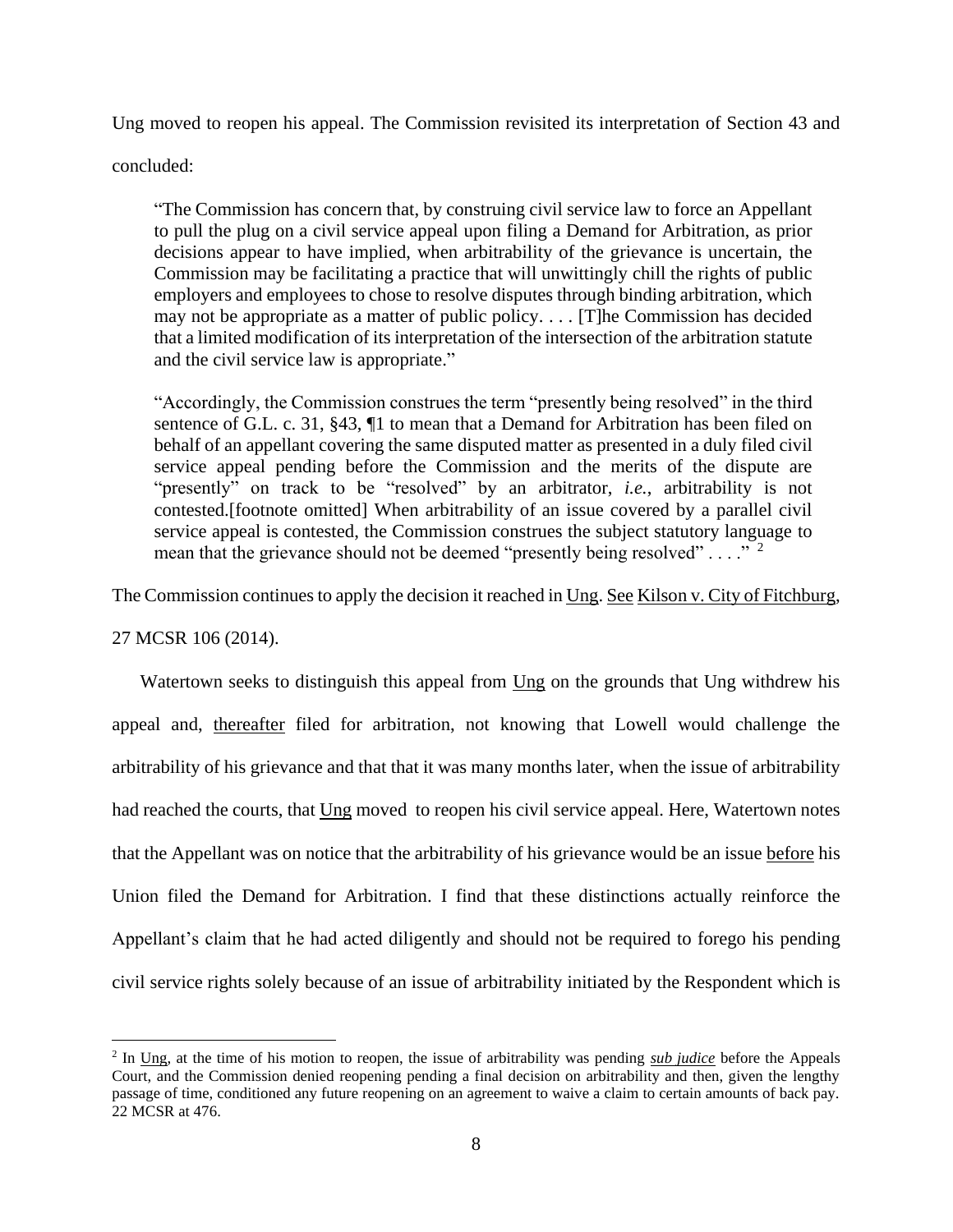Ung moved to reopen his appeal. The Commission revisited its interpretation of Section 43 and concluded:

> "The Commission has concern that, by construing civil service law to force an Appellant to pull the plug on a civil service appeal upon filing a Demand for Arbitration, as prior decisions appear to have implied, when arbitrability of the grievance is uncertain, the Commission may be facilitating a practice that will unwittingly chill the rights of public employers and employees to chose to resolve disputes through binding arbitration, which may not be appropriate as a matter of public policy. . . . [T]he Commission has decided that a limited modification of its interpretation of the intersection of the arbitration statute and the civil service law is appropriate."
>
> "Accordingly, the Commission construes the term "presently being resolved" in the third sentence of G.L. c. 31, §43, ¶1 to mean that a Demand for Arbitration has been filed on behalf of an appellant covering the same disputed matter as presented in a duly filed civil service appeal pending before the Commission and the merits of the dispute are "presently" on track to be "resolved" by an arbitrator, *i.e.*, arbitrability is not contested.[footnote omitted] When arbitrability of an issue covered by a parallel civil service appeal is contested, the Commission construes the subject statutory language to mean that the grievance should not be deemed "presently being resolved" . . . ." [2]

The Commission continues to apply the decision it reached in Ung. See Kilson v. City of Fitchburg, 27 MCSR 106 (2014).

Watertown seeks to distinguish this appeal from Ung on the grounds that Ung withdrew his appeal and, thereafter filed for arbitration, not knowing that Lowell would challenge the arbitrability of his grievance and that that it was many months later, when the issue of arbitrability had reached the courts, that Ung moved to reopen his civil service appeal. Here, Watertown notes that the Appellant was on notice that the arbitrability of his grievance would be an issue before his Union filed the Demand for Arbitration. I find that these distinctions actually reinforce the Appellant's claim that he had acted diligently and should not be required to forego his pending civil service rights solely because of an issue of arbitrability initiated by the Respondent which is

[2] In Ung, at the time of his motion to reopen, the issue of arbitrability was pending ***sub judice*** before the Appeals Court, and the Commission denied reopening pending a final decision on arbitrability and then, given the lengthy passage of time, conditioned any future reopening on an agreement to waive a claim to certain amounts of back pay. 22 MCSR at 476.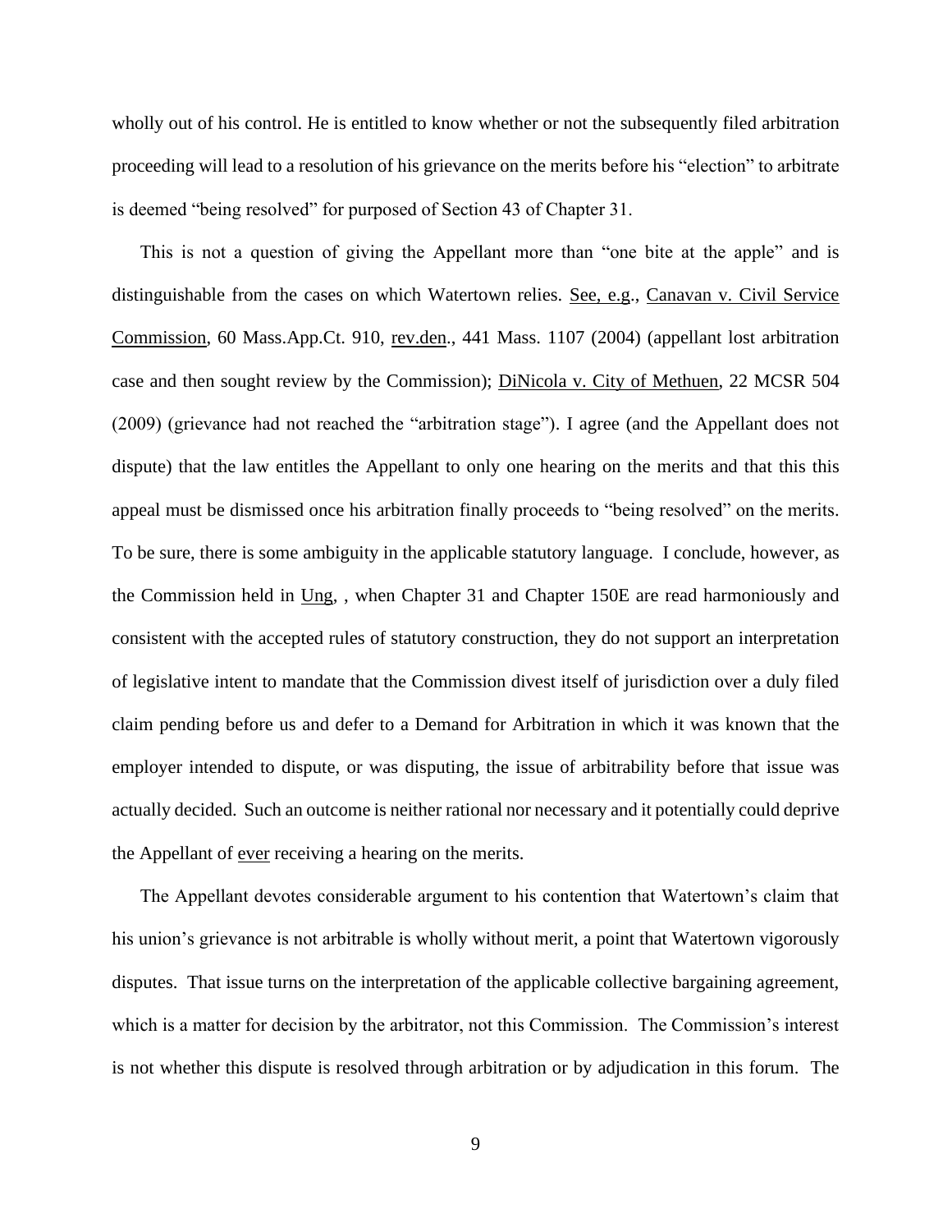wholly out of his control. He is entitled to know whether or not the subsequently filed arbitration proceeding will lead to a resolution of his grievance on the merits before his "election" to arbitrate is deemed "being resolved" for purposed of Section 43 of Chapter 31.

This is not a question of giving the Appellant more than "one bite at the apple" and is distinguishable from the cases on which Watertown relies. See, e.g., Canavan v. Civil Service Commission, 60 Mass.App.Ct. 910, rev.den., 441 Mass. 1107 (2004) (appellant lost arbitration case and then sought review by the Commission); DiNicola v. City of Methuen, 22 MCSR 504 (2009) (grievance had not reached the "arbitration stage"). I agree (and the Appellant does not dispute) that the law entitles the Appellant to only one hearing on the merits and that this this appeal must be dismissed once his arbitration finally proceeds to "being resolved" on the merits. To be sure, there is some ambiguity in the applicable statutory language. I conclude, however, as the Commission held in Ung, , when Chapter 31 and Chapter 150E are read harmoniously and consistent with the accepted rules of statutory construction, they do not support an interpretation of legislative intent to mandate that the Commission divest itself of jurisdiction over a duly filed claim pending before us and defer to a Demand for Arbitration in which it was known that the employer intended to dispute, or was disputing, the issue of arbitrability before that issue was actually decided. Such an outcome is neither rational nor necessary and it potentially could deprive the Appellant of ever receiving a hearing on the merits.

The Appellant devotes considerable argument to his contention that Watertown's claim that his union's grievance is not arbitrable is wholly without merit, a point that Watertown vigorously disputes. That issue turns on the interpretation of the applicable collective bargaining agreement, which is a matter for decision by the arbitrator, not this Commission. The Commission's interest is not whether this dispute is resolved through arbitration or by adjudication in this forum. The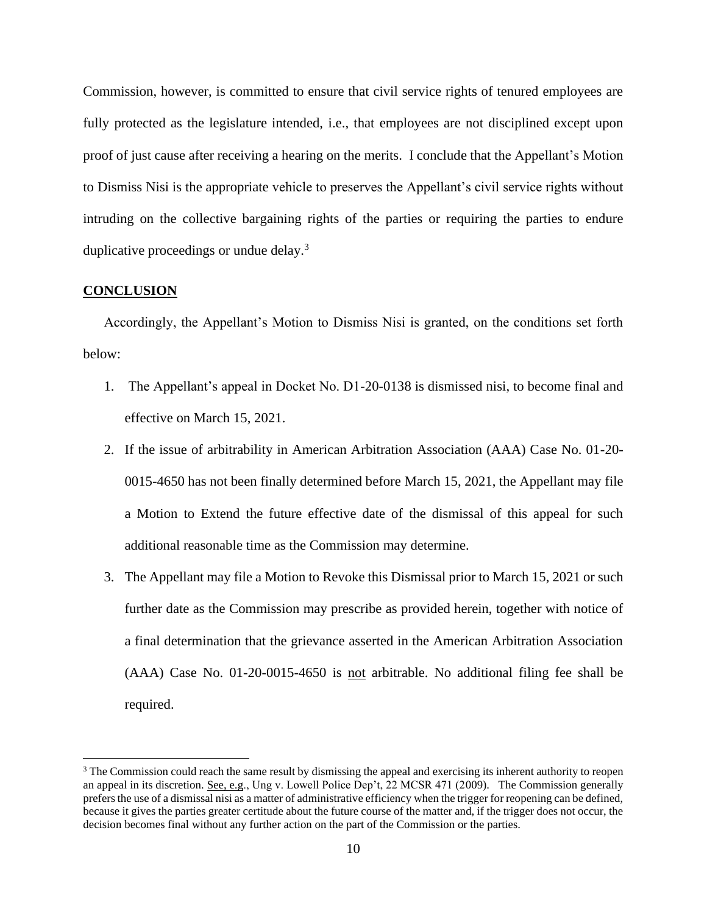Commission, however, is committed to ensure that civil service rights of tenured employees are fully protected as the legislature intended, i.e., that employees are not disciplined except upon proof of just cause after receiving a hearing on the merits. I conclude that the Appellant's Motion to Dismiss Nisi is the appropriate vehicle to preserves the Appellant's civil service rights without intruding on the collective bargaining rights of the parties or requiring the parties to endure duplicative proceedings or undue delay.[3]

**CONCLUSION**

Accordingly, the Appellant's Motion to Dismiss Nisi is granted, on the conditions set forth below:

1. The Appellant's appeal in Docket No. D1-20-0138 is dismissed nisi, to become final and effective on March 15, 2021.
2. If the issue of arbitrability in American Arbitration Association (AAA) Case No. 01-20-0015-4650 has not been finally determined before March 15, 2021, the Appellant may file a Motion to Extend the future effective date of the dismissal of this appeal for such additional reasonable time as the Commission may determine.
3. The Appellant may file a Motion to Revoke this Dismissal prior to March 15, 2021 or such further date as the Commission may prescribe as provided herein, together with notice of a final determination that the grievance asserted in the American Arbitration Association (AAA) Case No. 01-20-0015-4650 is not arbitrable. No additional filing fee shall be required.

[3] The Commission could reach the same result by dismissing the appeal and exercising its inherent authority to reopen an appeal in its discretion. See, e.g., Ung v. Lowell Police Dep't, 22 MCSR 471 (2009). The Commission generally prefers the use of a dismissal nisi as a matter of administrative efficiency when the trigger for reopening can be defined, because it gives the parties greater certitude about the future course of the matter and, if the trigger does not occur, the decision becomes final without any further action on the part of the Commission or the parties.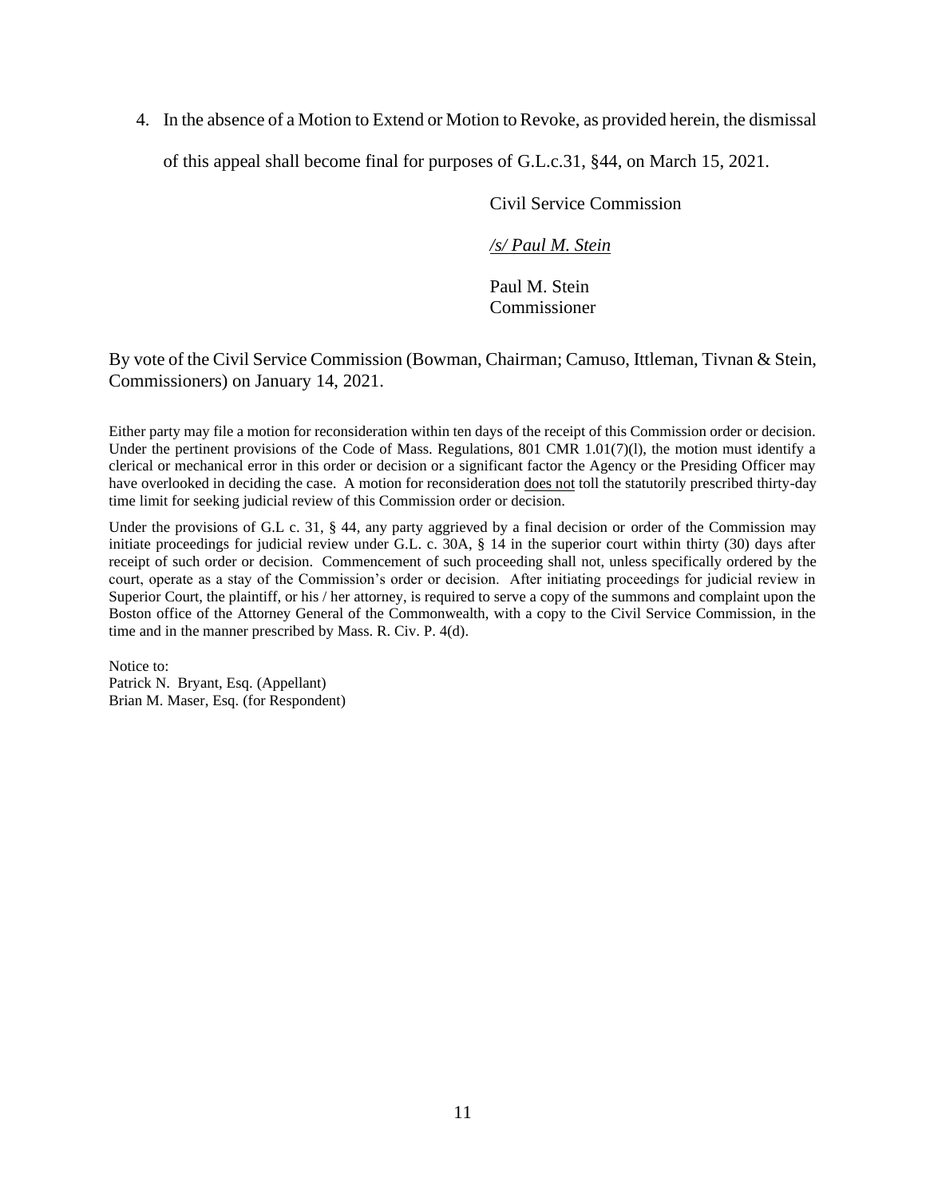4. In the absence of a Motion to Extend or Motion to Revoke, as provided herein, the dismissal of this appeal shall become final for purposes of G.L.c.31, §44, on March 15, 2021.

Civil Service Commission

*/s/ Paul M. Stein*

Paul M. Stein
Commissioner

By vote of the Civil Service Commission (Bowman, Chairman; Camuso, Ittleman, Tivnan & Stein, Commissioners) on January 14, 2021.

Either party may file a motion for reconsideration within ten days of the receipt of this Commission order or decision. Under the pertinent provisions of the Code of Mass. Regulations, 801 CMR 1.01(7)(l), the motion must identify a clerical or mechanical error in this order or decision or a significant factor the Agency or the Presiding Officer may have overlooked in deciding the case. A motion for reconsideration does not toll the statutorily prescribed thirty-day time limit for seeking judicial review of this Commission order or decision.

Under the provisions of G.L c. 31, § 44, any party aggrieved by a final decision or order of the Commission may initiate proceedings for judicial review under G.L. c. 30A, § 14 in the superior court within thirty (30) days after receipt of such order or decision. Commencement of such proceeding shall not, unless specifically ordered by the court, operate as a stay of the Commission's order or decision. After initiating proceedings for judicial review in Superior Court, the plaintiff, or his / her attorney, is required to serve a copy of the summons and complaint upon the Boston office of the Attorney General of the Commonwealth, with a copy to the Civil Service Commission, in the time and in the manner prescribed by Mass. R. Civ. P. 4(d).

Notice to:
Patrick N. Bryant, Esq. (Appellant)
Brian M. Maser, Esq. (for Respondent)